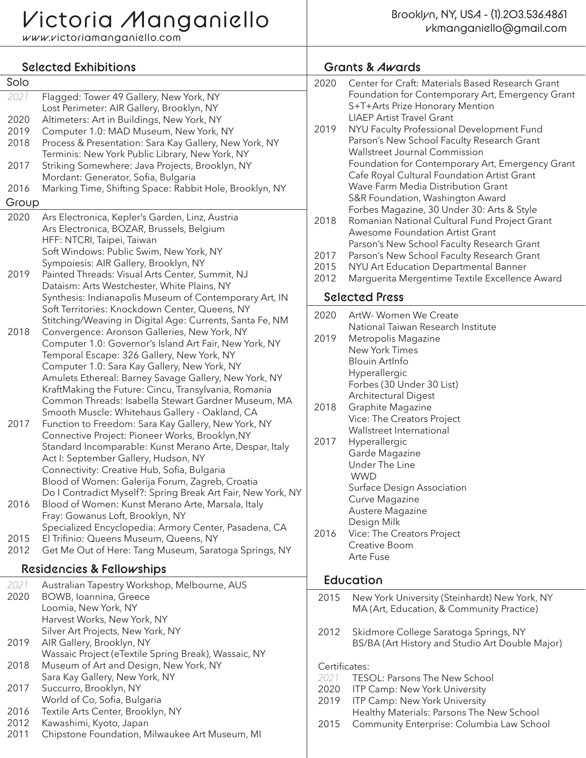# Victoria Manganiello

www.victoriamanganiello.com

Brooklyn, NY, USA - (1).203.536.4861
vkmanganiello@gmail.com

## Selected Exhibitions

### Solo

- *2021* Flagged: Tower 49 Gallery, New York, NY
- Lost Perimeter: AIR Gallery, Brooklyn, NY
- 2020 Altimeters: Art in Buildings, New York, NY
- 2019 Computer 1.0: MAD Museum, New York, NY
- 2018 Process & Presentation: Sara Kay Gallery, New York, NY
- Terminis: New York Public Library, New York, NY
- 2017 Striking Somewhere: Java Projects, Brooklyn, NY
- Mordant: Generator, Sofia, Bulgaria
- 2016 Marking Time, Shifting Space: Rabbit Hole, Brooklyn, NY

### Group

- 2020 Ars Electronica, Kepler's Garden, Linz, Austria
- Ars Electronica, BOZAR, Brussels, Belgium
- HFF: NTCRI, Taipei, Taiwan
- Soft Windows: Public Swim, New York, NY
- Sympoiesis: AIR Gallery, Brooklyn, NY
- 2019 Painted Threads: Visual Arts Center, Summit, NJ
- Dataism: Arts Westchester, White Plains, NY
- Synthesis: Indianapolis Museum of Contemporary Art, IN
- Soft Territories: Knockdown Center, Queens, NY
- Stitching/Weaving in Digital Age: Currents, Santa Fe, NM
- 2018 Convergence: Aronson Galleries, New York, NY
- Computer 1.0: Governor's Island Art Fair, New York, NY
- Temporal Escape: 326 Gallery, New York, NY
- Computer 1.0: Sara Kay Gallery, New York, NY
- Amulets Ethereal: Barney Savage Gallery, New York, NY
- KraftMaking the Future: Cincu, Transylvania, Romania
- Common Threads: Isabella Stewart Gardner Museum, MA
- Smooth Muscle: Whitehaus Gallery - Oakland, CA
- 2017 Function to Freedom: Sara Kay Gallery, New York, NY
- Connective Project: Pioneer Works, Brooklyn,NY
- Standard Incomparable: Kunst Merano Arte, Despar, Italy
- Act I: September Gallery, Hudson, NY
- Connectivity: Creative Hub, Sofia, Bulgaria
- Blood of Women: Galerija Forum, Zagreb, Croatia
- Do I Contradict Myself?: Spring Break Art Fair, New York, NY
- 2016 Blood of Women: Kunst Merano Arte, Marsala, Italy
- Fray: Gowanus Loft, Brooklyn, NY
- Specialized Encyclopedia: Armory Center, Pasadena, CA
- 2015 El Trifinio: Queens Museum, Queens, NY
- 2012 Get Me Out of Here: Tang Museum, Saratoga Springs, NY

## Residencies & Fellowships

- *2021* Australian Tapestry Workshop, Melbourne, AUS
- 2020 BOWB, Ioannina, Greece
- Loomia, New York, NY
- Harvest Works, New York, NY
- Silver Art Projects, New York, NY
- 2019 AIR Gallery, Brooklyn, NY
- Wassaic Project (eTextile Spring Break), Wassaic, NY
- 2018 Museum of Art and Design, New York, NY
- Sara Kay Gallery, New York, NY
- 2017 Succurro, Brooklyn, NY
- World of Co, Sofia, Bulgaria
- 2016 Textile Arts Center, Brooklyn, NY
- 2012 Kawashimi, Kyoto, Japan
- 2011 Chipstone Foundation, Milwaukee Art Museum, MI

## Grants & Awards

- 2020 Center for Craft: Materials Based Research Grant
- Foundation for Contemporary Art, Emergency Grant
- S+T+Arts Prize Honorary Mention
- LIAEP Artist Travel Grant
- 2019 NYU Faculty Professional Development Fund
- Parson's New School Faculty Research Grant
- Wallstreet Journal Commission
- Foundation for Contemporary Art, Emergency Grant
- Cafe Royal Cultural Foundation Artist Grant
- Wave Farm Media Distribution Grant
- S&R Foundation, Washington Award
- Forbes Magazine, 30 Under 30: Arts & Style
- 2018 Romanian National Cultural Fund Project Grant
- Awesome Foundation Artist Grant
- Parson's New School Faculty Research Grant
- 2017 Parson's New School Faculty Research Grant
- 2015 NYU Art Education Departmental Banner
- 2012 Marguerita Mergentime Textile Excellence Award

## Selected Press

- 2020 ArtW- Women We Create
- National Taiwan Research Institute
- 2019 Metropolis Magazine
- New York Times
- Blouin ArtInfo
- Hyperallergic
- Forbes (30 Under 30 List)
- Architectural Digest
- 2018 Graphite Magazine
- Vice: The Creators Project
- Wallstreet International
- 2017 Hyperallergic
- Garde Magazine
- Under The Line
- WWD
- Surface Design Association
- Curve Magazine
- Austere Magazine
- Design Milk
- 2016 Vice: The Creators Project
- Creative Boom
- Arte Fuse

## Education

- 2015 New York University (Steinhardt) New York, NY
  MA (Art, Education, & Community Practice)
- 2012 Skidmore College Saratoga Springs, NY
  BS/BA (Art History and Studio Art Double Major)

Certificates:

- *2021* TESOL: Parsons The New School
- 2020 ITP Camp: New York University
- 2019 ITP Camp: New York University
- Healthy Materials: Parsons The New School
- 2015 Community Enterprise: Columbia Law School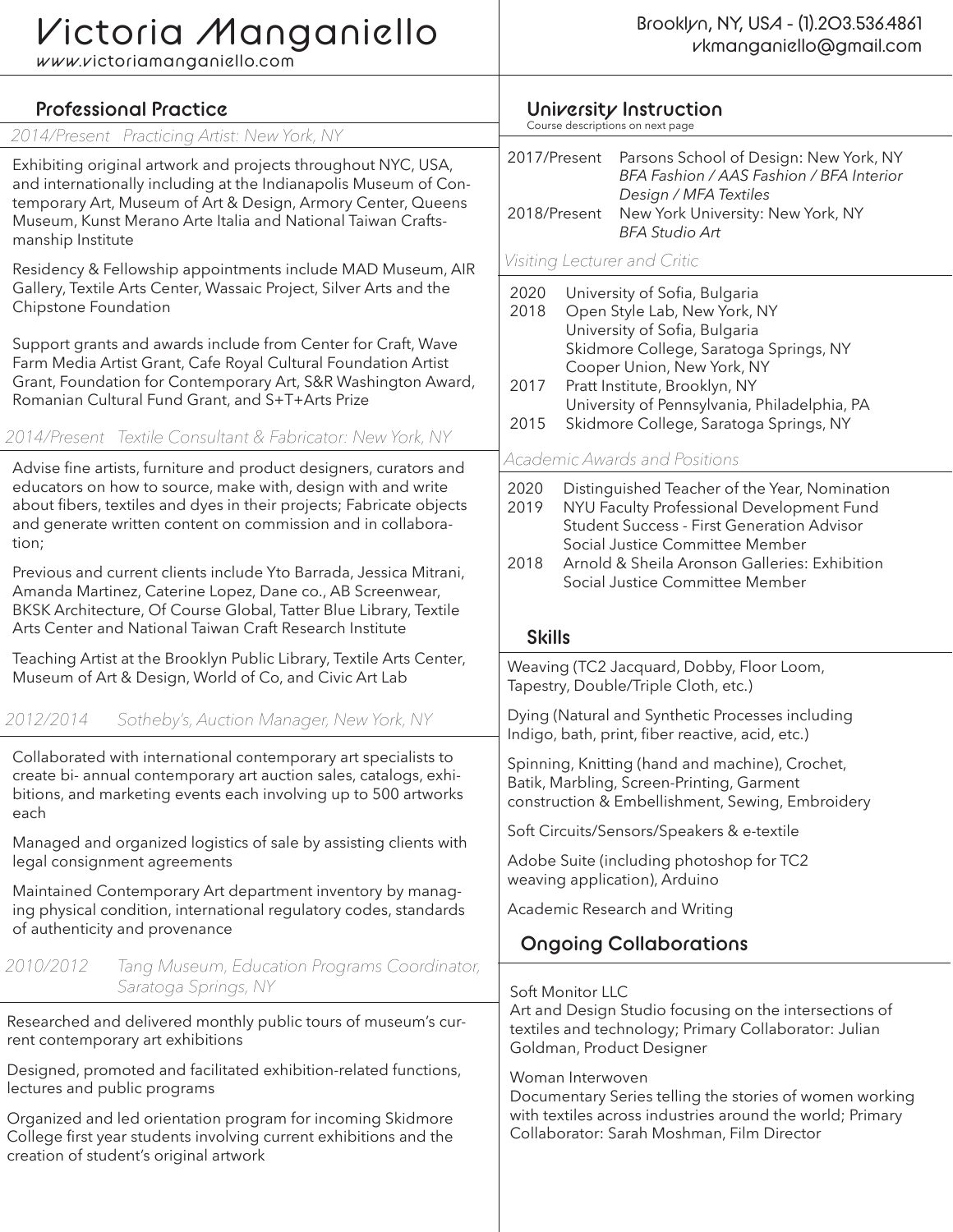# Victoria Manganiello

www.victoriamanganiello.com

Brooklyn, NY, USA - (1).203.536.4861
vkmanganiello@gmail.com

## Professional Practice

*2014/Present Practicing Artist: New York, NY*

Exhibiting original artwork and projects throughout NYC, USA, and internationally including at the Indianapolis Museum of Contemporary Art, Museum of Art & Design, Armory Center, Queens Museum, Kunst Merano Arte Italia and National Taiwan Craftsmanship Institute

Residency & Fellowship appointments include MAD Museum, AIR Gallery, Textile Arts Center, Wassaic Project, Silver Arts and the Chipstone Foundation

Support grants and awards include from Center for Craft, Wave Farm Media Artist Grant, Cafe Royal Cultural Foundation Artist Grant, Foundation for Contemporary Art, S&R Washington Award, Romanian Cultural Fund Grant, and S+T+Arts Prize

*2014/Present Textile Consultant & Fabricator: New York, NY*

Advise fine artists, furniture and product designers, curators and educators on how to source, make with, design with and write about fibers, textiles and dyes in their projects; Fabricate objects and generate written content on commission and in collaboration;

Previous and current clients include Yto Barrada, Jessica Mitrani, Amanda Martinez, Caterine Lopez, Dane co., AB Screenwear, BKSK Architecture, Of Course Global, Tatter Blue Library, Textile Arts Center and National Taiwan Craft Research Institute

Teaching Artist at the Brooklyn Public Library, Textile Arts Center, Museum of Art & Design, World of Co, and Civic Art Lab

*2012/2014 Sotheby's, Auction Manager, New York, NY*

Collaborated with international contemporary art specialists to create bi- annual contemporary art auction sales, catalogs, exhibitions, and marketing events each involving up to 500 artworks each

Managed and organized logistics of sale by assisting clients with legal consignment agreements

Maintained Contemporary Art department inventory by managing physical condition, international regulatory codes, standards of authenticity and provenance

*2010/2012 Tang Museum, Education Programs Coordinator, Saratoga Springs, NY*

Researched and delivered monthly public tours of museum's current contemporary art exhibitions

Designed, promoted and facilitated exhibition-related functions, lectures and public programs

Organized and led orientation program for incoming Skidmore College first year students involving current exhibitions and the creation of student's original artwork

## University Instruction

Course descriptions on next page

2017/Present Parsons School of Design: New York, NY
*BFA Fashion / AAS Fashion / BFA Interior Design / MFA Textiles*

2018/Present New York University: New York, NY
*BFA Studio Art*

*Visiting Lecturer and Critic*

2020 University of Sofia, Bulgaria
2018 Open Style Lab, New York, NY
University of Sofia, Bulgaria
Skidmore College, Saratoga Springs, NY
Cooper Union, New York, NY
2017 Pratt Institute, Brooklyn, NY
University of Pennsylvania, Philadelphia, PA
2015 Skidmore College, Saratoga Springs, NY

*Academic Awards and Positions*

2020 Distinguished Teacher of the Year, Nomination
2019 NYU Faculty Professional Development Fund
Student Success - First Generation Advisor
Social Justice Committee Member
2018 Arnold & Sheila Aronson Galleries: Exhibition
Social Justice Committee Member

## Skills

Weaving (TC2 Jacquard, Dobby, Floor Loom, Tapestry, Double/Triple Cloth, etc.)

Dying (Natural and Synthetic Processes including Indigo, bath, print, fiber reactive, acid, etc.)

Spinning, Knitting (hand and machine), Crochet, Batik, Marbling, Screen-Printing, Garment construction & Embellishment, Sewing, Embroidery

Soft Circuits/Sensors/Speakers & e-textile

Adobe Suite (including photoshop for TC2 weaving application), Arduino

Academic Research and Writing

## Ongoing Collaborations

Soft Monitor LLC
Art and Design Studio focusing on the intersections of textiles and technology; Primary Collaborator: Julian Goldman, Product Designer

Woman Interwoven
Documentary Series telling the stories of women working with textiles across industries around the world; Primary Collaborator: Sarah Moshman, Film Director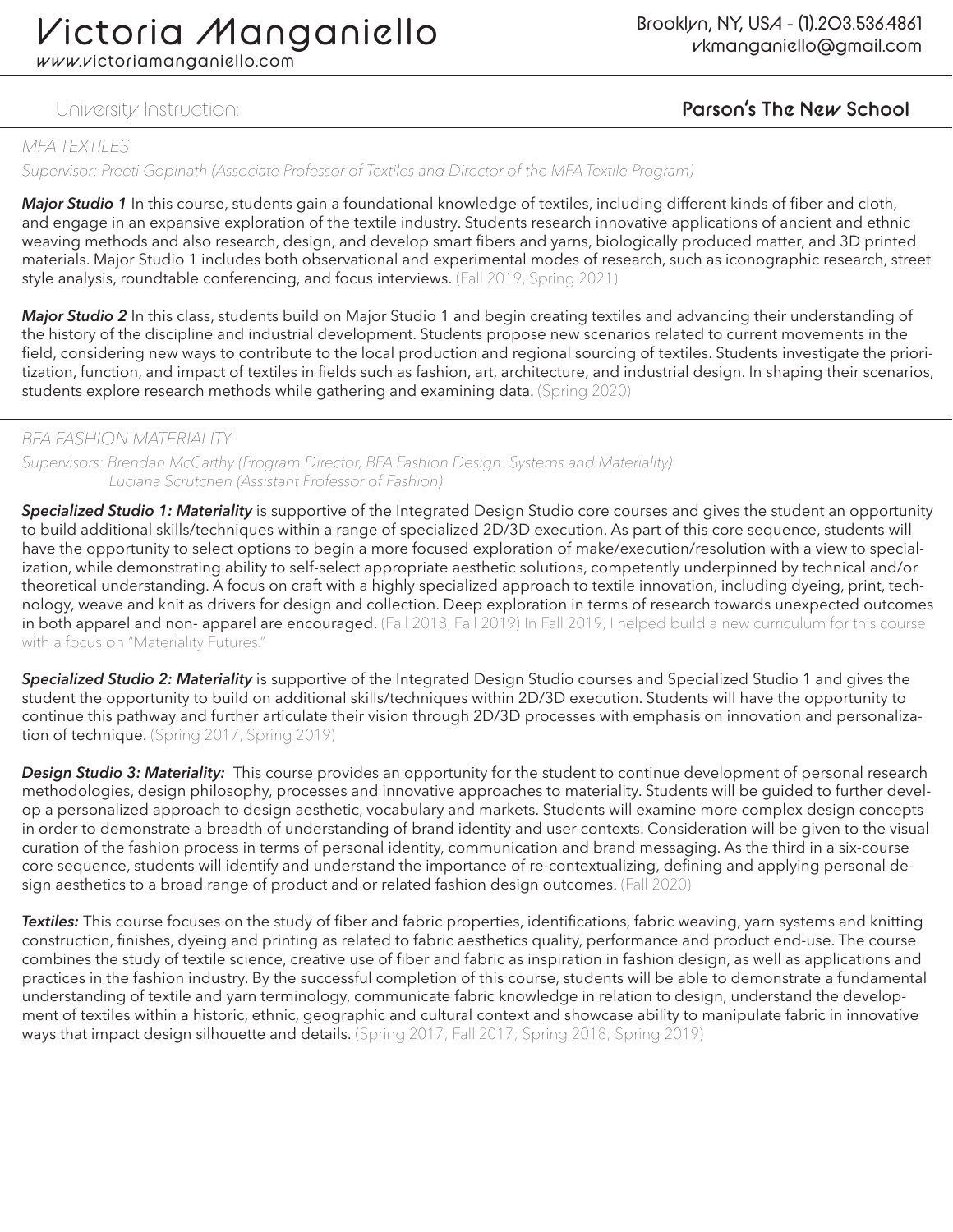# Victoria Manganiello

www.victoriamanganiello.com

Brooklyn, NY, USA - (1).203.536.4861
vkmanganiello@gmail.com

## University Instruction: Parson's The New School

### MFA TEXTILES

*Supervisor: Preeti Gopinath (Associate Professor of Textiles and Director of the MFA Textile Program)*

***Major Studio 1*** In this course, students gain a foundational knowledge of textiles, including different kinds of fiber and cloth, and engage in an expansive exploration of the textile industry. Students research innovative applications of ancient and ethnic weaving methods and also research, design, and develop smart fibers and yarns, biologically produced matter, and 3D printed materials. Major Studio 1 includes both observational and experimental modes of research, such as iconographic research, street style analysis, roundtable conferencing, and focus interviews. (Fall 2019, Spring 2021)

***Major Studio 2*** In this class, students build on Major Studio 1 and begin creating textiles and advancing their understanding of the history of the discipline and industrial development. Students propose new scenarios related to current movements in the field, considering new ways to contribute to the local production and regional sourcing of textiles. Students investigate the prioritization, function, and impact of textiles in fields such as fashion, art, architecture, and industrial design. In shaping their scenarios, students explore research methods while gathering and examining data. (Spring 2020)

### BFA FASHION MATERIALITY

*Supervisors: Brendan McCarthy (Program Director, BFA Fashion Design: Systems and Materiality)*
*Luciana Scrutchen (Assistant Professor of Fashion)*

***Specialized Studio 1: Materiality*** is supportive of the Integrated Design Studio core courses and gives the student an opportunity to build additional skills/techniques within a range of specialized 2D/3D execution. As part of this core sequence, students will have the opportunity to select options to begin a more focused exploration of make/execution/resolution with a view to specialization, while demonstrating ability to self-select appropriate aesthetic solutions, competently underpinned by technical and/or theoretical understanding. A focus on craft with a highly specialized approach to textile innovation, including dyeing, print, technology, weave and knit as drivers for design and collection. Deep exploration in terms of research towards unexpected outcomes in both apparel and non- apparel are encouraged. (Fall 2018, Fall 2019) In Fall 2019, I helped build a new curriculum for this course with a focus on "Materiality Futures."

***Specialized Studio 2: Materiality*** is supportive of the Integrated Design Studio courses and Specialized Studio 1 and gives the student the opportunity to build on additional skills/techniques within 2D/3D execution. Students will have the opportunity to continue this pathway and further articulate their vision through 2D/3D processes with emphasis on innovation and personalization of technique. (Spring 2017, Spring 2019)

***Design Studio 3: Materiality:*** This course provides an opportunity for the student to continue development of personal research methodologies, design philosophy, processes and innovative approaches to materiality. Students will be guided to further develop a personalized approach to design aesthetic, vocabulary and markets. Students will examine more complex design concepts in order to demonstrate a breadth of understanding of brand identity and user contexts. Consideration will be given to the visual curation of the fashion process in terms of personal identity, communication and brand messaging. As the third in a six-course core sequence, students will identify and understand the importance of re-contextualizing, defining and applying personal design aesthetics to a broad range of product and or related fashion design outcomes. (Fall 2020)

***Textiles:*** This course focuses on the study of fiber and fabric properties, identifications, fabric weaving, yarn systems and knitting construction, finishes, dyeing and printing as related to fabric aesthetics quality, performance and product end-use. The course combines the study of textile science, creative use of fiber and fabric as inspiration in fashion design, as well as applications and practices in the fashion industry. By the successful completion of this course, students will be able to demonstrate a fundamental understanding of textile and yarn terminology, communicate fabric knowledge in relation to design, understand the development of textiles within a historic, ethnic, geographic and cultural context and showcase ability to manipulate fabric in innovative ways that impact design silhouette and details. (Spring 2017; Fall 2017; Spring 2018; Spring 2019)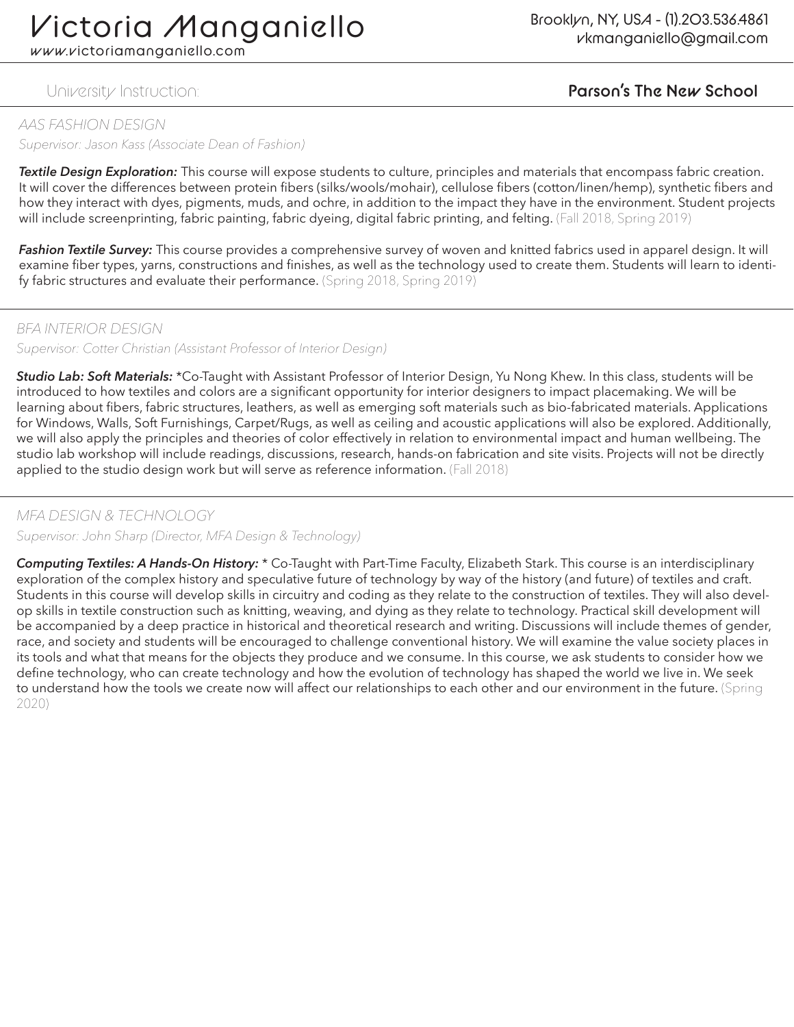# Victoria Manganiello

www.victoriamanganiello.com

Brooklyn, NY, USA - (1).203.536.4861
vkmanganiello@gmail.com

## University Instruction: **Parson's The New School**

### *AAS FASHION DESIGN*

*Supervisor: Jason Kass (Associate Dean of Fashion)*

***Textile Design Exploration:*** This course will expose students to culture, principles and materials that encompass fabric creation. It will cover the differences between protein fibers (silks/wools/mohair), cellulose fibers (cotton/linen/hemp), synthetic fibers and how they interact with dyes, pigments, muds, and ochre, in addition to the impact they have in the environment. Student projects will include screenprinting, fabric painting, fabric dyeing, digital fabric printing, and felting. (Fall 2018, Spring 2019)

***Fashion Textile Survey:*** This course provides a comprehensive survey of woven and knitted fabrics used in apparel design. It will examine fiber types, yarns, constructions and finishes, as well as the technology used to create them. Students will learn to identify fabric structures and evaluate their performance. (Spring 2018, Spring 2019)

### *BFA INTERIOR DESIGN*

*Supervisor: Cotter Christian (Assistant Professor of Interior Design)*

***Studio Lab: Soft Materials:*** *Co-Taught with Assistant Professor of Interior Design, Yu Nong Khew. In this class, students will be introduced to how textiles and colors are a significant opportunity for interior designers to impact placemaking. We will be learning about fibers, fabric structures, leathers, as well as emerging soft materials such as bio-fabricated materials. Applications for Windows, Walls, Soft Furnishings, Carpet/Rugs, as well as ceiling and acoustic applications will also be explored. Additionally, we will also apply the principles and theories of color effectively in relation to environmental impact and human wellbeing. The studio lab workshop will include readings, discussions, research, hands-on fabrication and site visits. Projects will not be directly applied to the studio design work but will serve as reference information. (Fall 2018)

### *MFA DESIGN & TECHNOLOGY*

*Supervisor: John Sharp (Director, MFA Design & Technology)*

***Computing Textiles: A Hands-On History:*** * Co-Taught with Part-Time Faculty, Elizabeth Stark. This course is an interdisciplinary exploration of the complex history and speculative future of technology by way of the history (and future) of textiles and craft. Students in this course will develop skills in circuitry and coding as they relate to the construction of textiles. They will also develop skills in textile construction such as knitting, weaving, and dying as they relate to technology. Practical skill development will be accompanied by a deep practice in historical and theoretical research and writing. Discussions will include themes of gender, race, and society and students will be encouraged to challenge conventional history. We will examine the value society places in its tools and what that means for the objects they produce and we consume. In this course, we ask students to consider how we define technology, who can create technology and how the evolution of technology has shaped the world we live in. We seek to understand how the tools we create now will affect our relationships to each other and our environment in the future. (Spring 2020)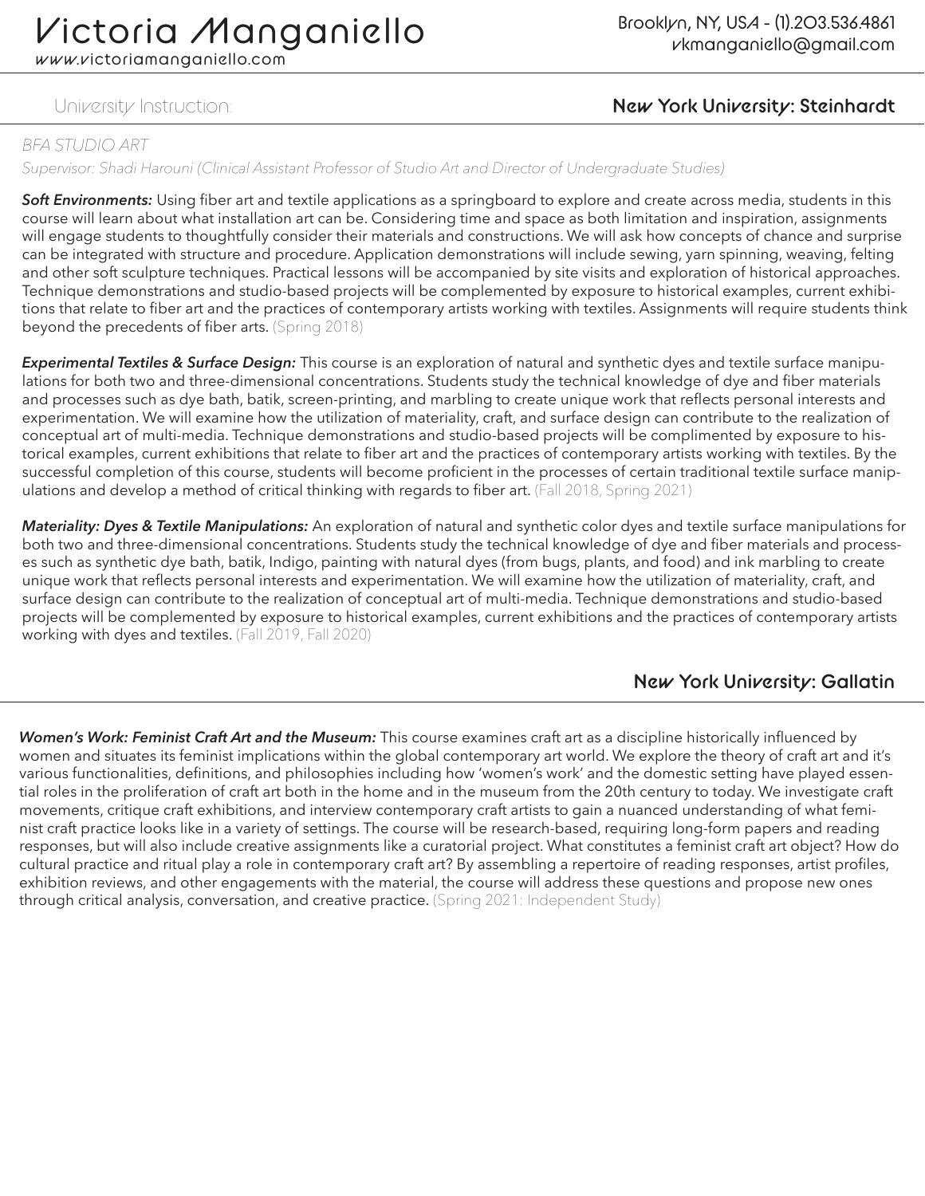# Victoria Manganiello

www.victoriamanganiello.com

Brooklyn, NY, USA - (1).203.536.4861
vkmanganiello@gmail.com

## University Instruction:

## New York University: Steinhardt

*BFA STUDIO ART*

*Supervisor: Shadi Harouni (Clinical Assistant Professor of Studio Art and Director of Undergraduate Studies)*

***Soft Environments:*** Using fiber art and textile applications as a springboard to explore and create across media, students in this course will learn about what installation art can be. Considering time and space as both limitation and inspiration, assignments will engage students to thoughtfully consider their materials and constructions. We will ask how concepts of chance and surprise can be integrated with structure and procedure. Application demonstrations will include sewing, yarn spinning, weaving, felting and other soft sculpture techniques. Practical lessons will be accompanied by site visits and exploration of historical approaches. Technique demonstrations and studio-based projects will be complemented by exposure to historical examples, current exhibitions that relate to fiber art and the practices of contemporary artists working with textiles. Assignments will require students think beyond the precedents of fiber arts. (Spring 2018)

***Experimental Textiles & Surface Design:*** This course is an exploration of natural and synthetic dyes and textile surface manipulations for both two and three-dimensional concentrations. Students study the technical knowledge of dye and fiber materials and processes such as dye bath, batik, screen-printing, and marbling to create unique work that reflects personal interests and experimentation. We will examine how the utilization of materiality, craft, and surface design can contribute to the realization of conceptual art of multi-media. Technique demonstrations and studio-based projects will be complimented by exposure to historical examples, current exhibitions that relate to fiber art and the practices of contemporary artists working with textiles. By the successful completion of this course, students will become proficient in the processes of certain traditional textile surface manipulations and develop a method of critical thinking with regards to fiber art. (Fall 2018, Spring 2021)

***Materiality: Dyes & Textile Manipulations:*** An exploration of natural and synthetic color dyes and textile surface manipulations for both two and three-dimensional concentrations. Students study the technical knowledge of dye and fiber materials and processes such as synthetic dye bath, batik, Indigo, painting with natural dyes (from bugs, plants, and food) and ink marbling to create unique work that reflects personal interests and experimentation. We will examine how the utilization of materiality, craft, and surface design can contribute to the realization of conceptual art of multi-media. Technique demonstrations and studio-based projects will be complemented by exposure to historical examples, current exhibitions and the practices of contemporary artists working with dyes and textiles. (Fall 2019, Fall 2020)

## New York University: Gallatin

***Women's Work: Feminist Craft Art and the Museum:*** This course examines craft art as a discipline historically influenced by women and situates its feminist implications within the global contemporary art world. We explore the theory of craft art and it's various functionalities, definitions, and philosophies including how 'women's work' and the domestic setting have played essential roles in the proliferation of craft art both in the home and in the museum from the 20th century to today. We investigate craft movements, critique craft exhibitions, and interview contemporary craft artists to gain a nuanced understanding of what feminist craft practice looks like in a variety of settings. The course will be research-based, requiring long-form papers and reading responses, but will also include creative assignments like a curatorial project. What constitutes a feminist craft art object? How do cultural practice and ritual play a role in contemporary craft art? By assembling a repertoire of reading responses, artist profiles, exhibition reviews, and other engagements with the material, the course will address these questions and propose new ones through critical analysis, conversation, and creative practice. (Spring 2021: Independent Study)